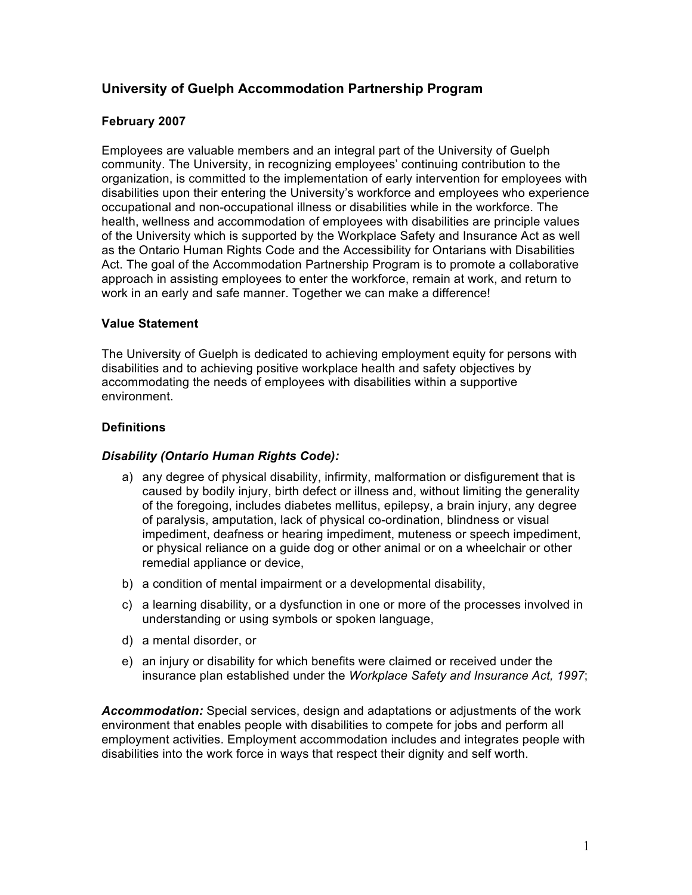# University of Guelph Accommodation Partnership Program

**February 2007**

Employees are valuable members and an integral part of the University of Guelph community. The University, in recognizing employees' continuing contribution to the organization, is committed to the implementation of early intervention for employees with disabilities upon their entering the University's workforce and employees who experience occupational and non-occupational illness or disabilities while in the workforce. The health, wellness and accommodation of employees with disabilities are principle values of the University which is supported by the Workplace Safety and Insurance Act as well as the Ontario Human Rights Code and the Accessibility for Ontarians with Disabilities Act. The goal of the Accommodation Partnership Program is to promote a collaborative approach in assisting employees to enter the workforce, remain at work, and return to work in an early and safe manner. Together we can make a difference!

## Value Statement

The University of Guelph is dedicated to achieving employment equity for persons with disabilities and to achieving positive workplace health and safety objectives by accommodating the needs of employees with disabilities within a supportive environment.

## Definitions

### *Disability (Ontario Human Rights Code):*

a) any degree of physical disability, infirmity, malformation or disfigurement that is caused by bodily injury, birth defect or illness and, without limiting the generality of the foregoing, includes diabetes mellitus, epilepsy, a brain injury, any degree of paralysis, amputation, lack of physical co-ordination, blindness or visual impediment, deafness or hearing impediment, muteness or speech impediment, or physical reliance on a guide dog or other animal or on a wheelchair or other remedial appliance or device,

b) a condition of mental impairment or a developmental disability,

c) a learning disability, or a dysfunction in one or more of the processes involved in understanding or using symbols or spoken language,

d) a mental disorder, or

e) an injury or disability for which benefits were claimed or received under the insurance plan established under the *Workplace Safety and Insurance Act, 1997*;

***Accommodation:*** Special services, design and adaptations or adjustments of the work environment that enables people with disabilities to compete for jobs and perform all employment activities. Employment accommodation includes and integrates people with disabilities into the work force in ways that respect their dignity and self worth.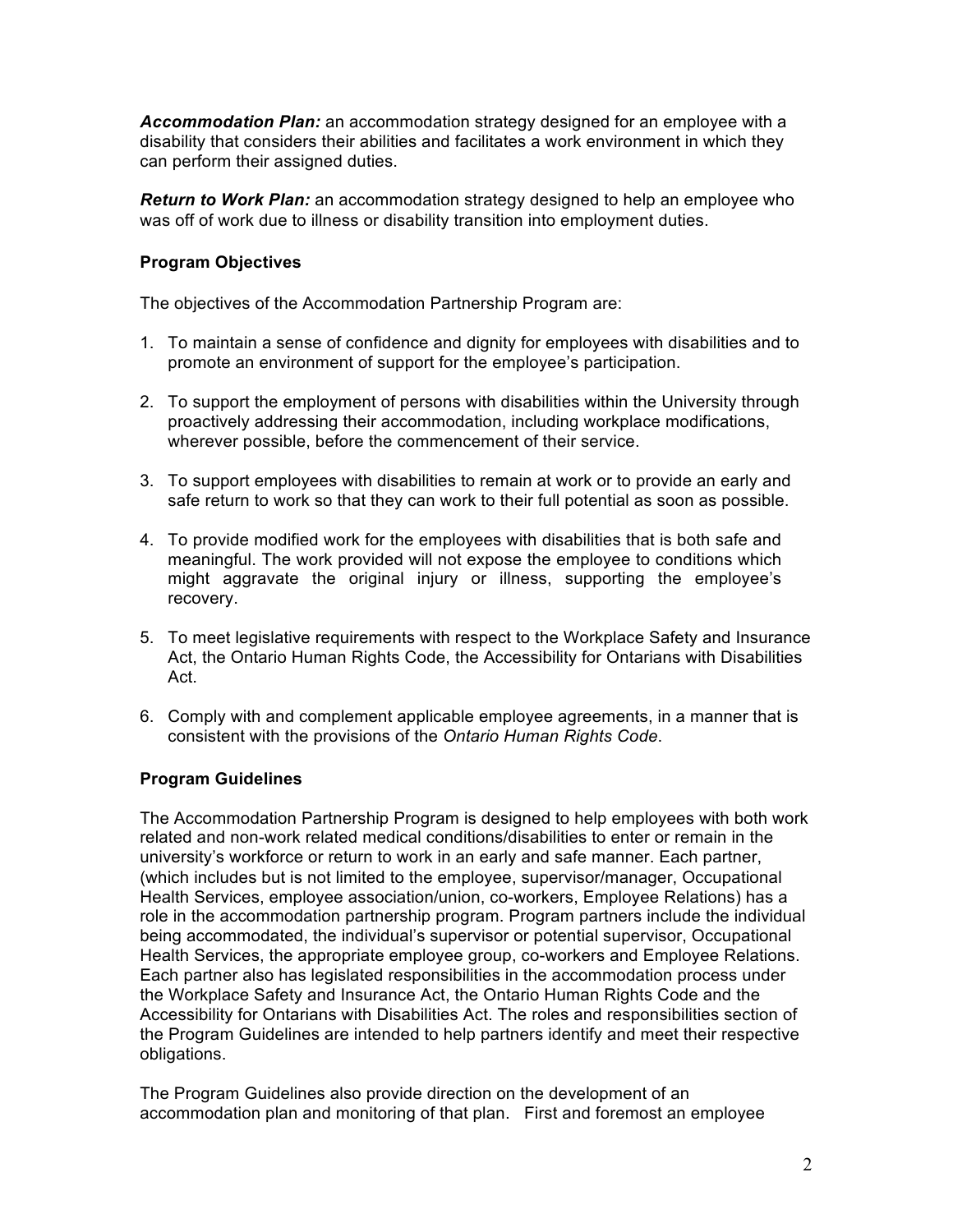***Accommodation Plan:*** an accommodation strategy designed for an employee with a disability that considers their abilities and facilitates a work environment in which they can perform their assigned duties.

***Return to Work Plan:*** an accommodation strategy designed to help an employee who was off of work due to illness or disability transition into employment duties.

**Program Objectives**

The objectives of the Accommodation Partnership Program are:

1. To maintain a sense of confidence and dignity for employees with disabilities and to promote an environment of support for the employee's participation.

2. To support the employment of persons with disabilities within the University through proactively addressing their accommodation, including workplace modifications, wherever possible, before the commencement of their service.

3. To support employees with disabilities to remain at work or to provide an early and safe return to work so that they can work to their full potential as soon as possible.

4. To provide modified work for the employees with disabilities that is both safe and meaningful. The work provided will not expose the employee to conditions which might aggravate the original injury or illness, supporting the employee's recovery.

5. To meet legislative requirements with respect to the Workplace Safety and Insurance Act, the Ontario Human Rights Code, the Accessibility for Ontarians with Disabilities Act.

6. Comply with and complement applicable employee agreements, in a manner that is consistent with the provisions of the *Ontario Human Rights Code*.

**Program Guidelines**

The Accommodation Partnership Program is designed to help employees with both work related and non-work related medical conditions/disabilities to enter or remain in the university's workforce or return to work in an early and safe manner. Each partner, (which includes but is not limited to the employee, supervisor/manager, Occupational Health Services, employee association/union, co-workers, Employee Relations) has a role in the accommodation partnership program. Program partners include the individual being accommodated, the individual's supervisor or potential supervisor, Occupational Health Services, the appropriate employee group, co-workers and Employee Relations. Each partner also has legislated responsibilities in the accommodation process under the Workplace Safety and Insurance Act, the Ontario Human Rights Code and the Accessibility for Ontarians with Disabilities Act. The roles and responsibilities section of the Program Guidelines are intended to help partners identify and meet their respective obligations.

The Program Guidelines also provide direction on the development of an accommodation plan and monitoring of that plan. First and foremost an employee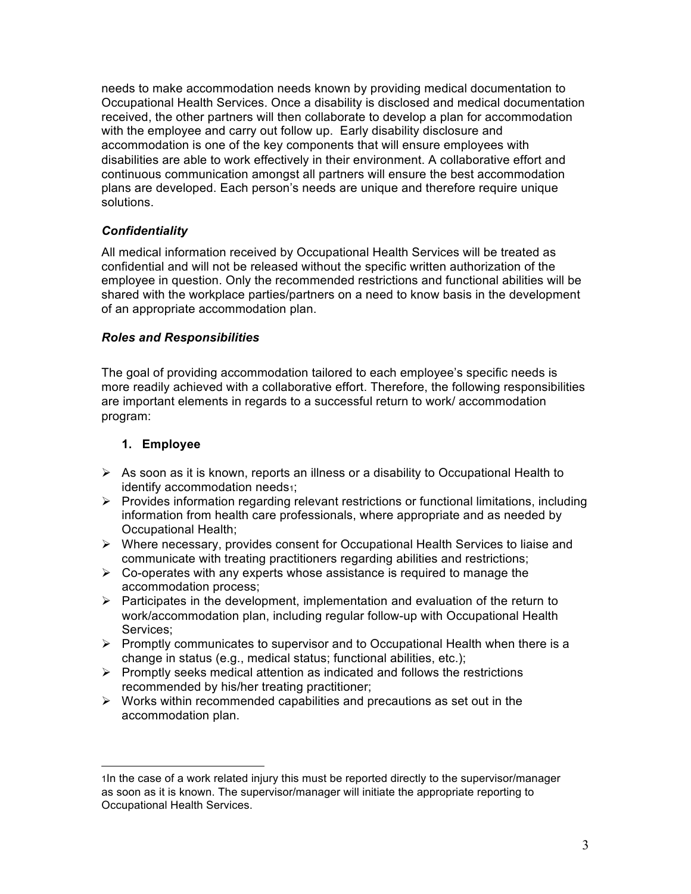needs to make accommodation needs known by providing medical documentation to Occupational Health Services. Once a disability is disclosed and medical documentation received, the other partners will then collaborate to develop a plan for accommodation with the employee and carry out follow up. Early disability disclosure and accommodation is one of the key components that will ensure employees with disabilities are able to work effectively in their environment. A collaborative effort and continuous communication amongst all partners will ensure the best accommodation plans are developed. Each person's needs are unique and therefore require unique solutions.

### *Confidentiality*

All medical information received by Occupational Health Services will be treated as confidential and will not be released without the specific written authorization of the employee in question. Only the recommended restrictions and functional abilities will be shared with the workplace parties/partners on a need to know basis in the development of an appropriate accommodation plan.

### *Roles and Responsibilities*

The goal of providing accommodation tailored to each employee's specific needs is more readily achieved with a collaborative effort. Therefore, the following responsibilities are important elements in regards to a successful return to work/ accommodation program:

#### 1. Employee

- As soon as it is known, reports an illness or a disability to Occupational Health to identify accommodation needs[1];
- Provides information regarding relevant restrictions or functional limitations, including information from health care professionals, where appropriate and as needed by Occupational Health;
- Where necessary, provides consent for Occupational Health Services to liaise and communicate with treating practitioners regarding abilities and restrictions;
- Co-operates with any experts whose assistance is required to manage the accommodation process;
- Participates in the development, implementation and evaluation of the return to work/accommodation plan, including regular follow-up with Occupational Health Services;
- Promptly communicates to supervisor and to Occupational Health when there is a change in status (e.g., medical status; functional abilities, etc.);
- Promptly seeks medical attention as indicated and follows the restrictions recommended by his/her treating practitioner;
- Works within recommended capabilities and precautions as set out in the accommodation plan.

---

[1] In the case of a work related injury this must be reported directly to the supervisor/manager as soon as it is known. The supervisor/manager will initiate the appropriate reporting to Occupational Health Services.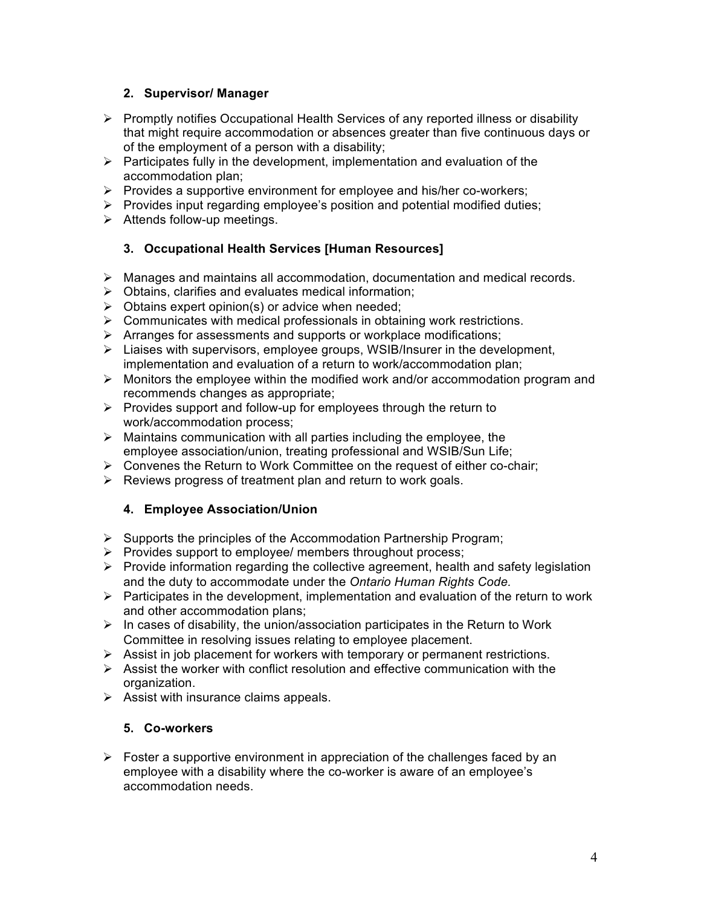### 2. Supervisor/ Manager

- Promptly notifies Occupational Health Services of any reported illness or disability that might require accommodation or absences greater than five continuous days or of the employment of a person with a disability;
- Participates fully in the development, implementation and evaluation of the accommodation plan;
- Provides a supportive environment for employee and his/her co-workers;
- Provides input regarding employee's position and potential modified duties;
- Attends follow-up meetings.

### 3. Occupational Health Services [Human Resources]

- Manages and maintains all accommodation, documentation and medical records.
- Obtains, clarifies and evaluates medical information;
- Obtains expert opinion(s) or advice when needed;
- Communicates with medical professionals in obtaining work restrictions.
- Arranges for assessments and supports or workplace modifications;
- Liaises with supervisors, employee groups, WSIB/Insurer in the development, implementation and evaluation of a return to work/accommodation plan;
- Monitors the employee within the modified work and/or accommodation program and recommends changes as appropriate;
- Provides support and follow-up for employees through the return to work/accommodation process;
- Maintains communication with all parties including the employee, the employee association/union, treating professional and WSIB/Sun Life;
- Convenes the Return to Work Committee on the request of either co-chair;
- Reviews progress of treatment plan and return to work goals.

### 4. Employee Association/Union

- Supports the principles of the Accommodation Partnership Program;
- Provides support to employee/ members throughout process;
- Provide information regarding the collective agreement, health and safety legislation and the duty to accommodate under the *Ontario Human Rights Code.*
- Participates in the development, implementation and evaluation of the return to work and other accommodation plans;
- In cases of disability, the union/association participates in the Return to Work Committee in resolving issues relating to employee placement.
- Assist in job placement for workers with temporary or permanent restrictions.
- Assist the worker with conflict resolution and effective communication with the organization.
- Assist with insurance claims appeals.

### 5. Co-workers

- Foster a supportive environment in appreciation of the challenges faced by an employee with a disability where the co-worker is aware of an employee's accommodation needs.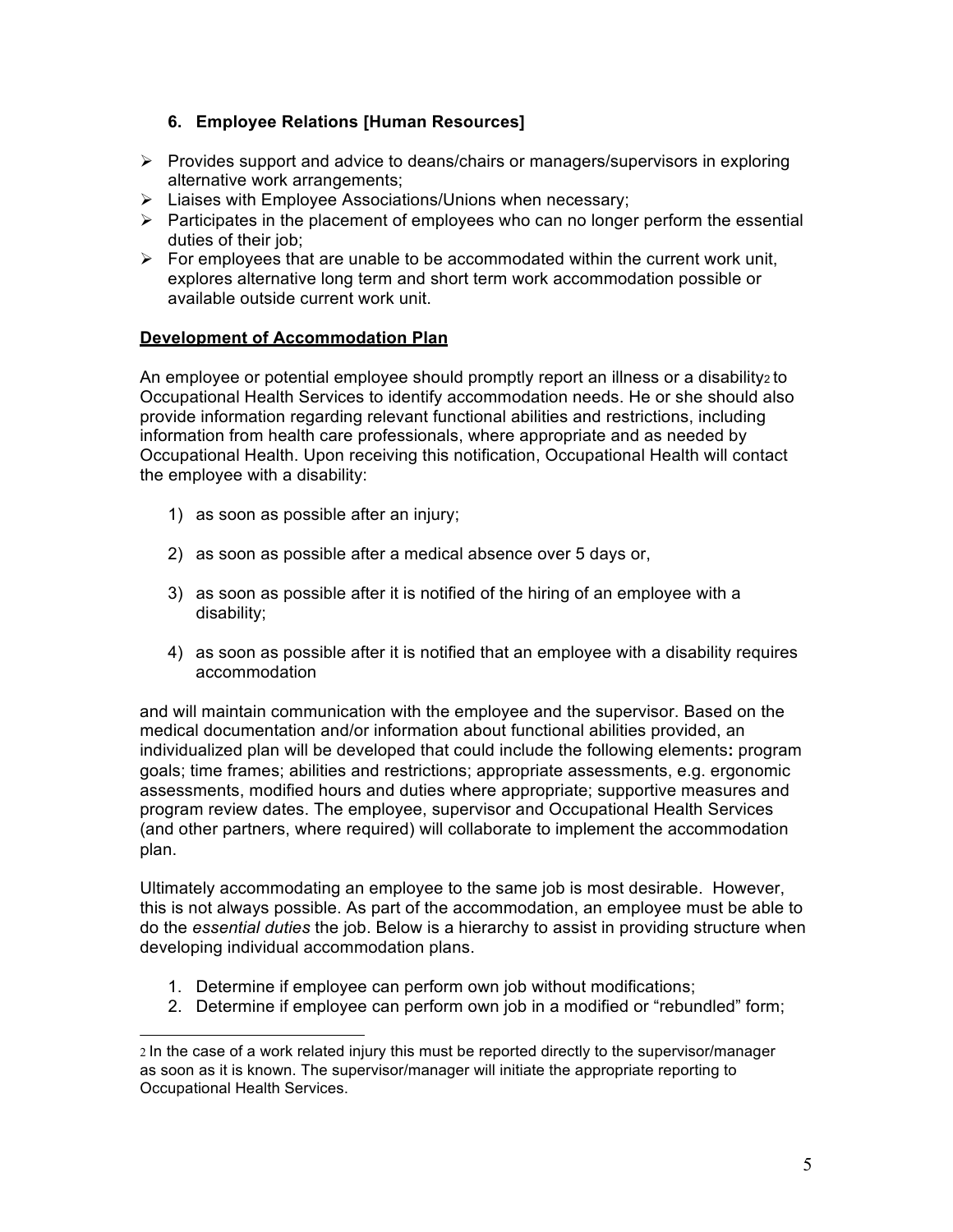### 6. Employee Relations [Human Resources]

- Provides support and advice to deans/chairs or managers/supervisors in exploring alternative work arrangements;
- Liaises with Employee Associations/Unions when necessary;
- Participates in the placement of employees who can no longer perform the essential duties of their job;
- For employees that are unable to be accommodated within the current work unit, explores alternative long term and short term work accommodation possible or available outside current work unit.

**Development of Accommodation Plan**

An employee or potential employee should promptly report an illness or a disability[2] to Occupational Health Services to identify accommodation needs. He or she should also provide information regarding relevant functional abilities and restrictions, including information from health care professionals, where appropriate and as needed by Occupational Health. Upon receiving this notification, Occupational Health will contact the employee with a disability:

1) as soon as possible after an injury;

2) as soon as possible after a medical absence over 5 days or,

3) as soon as possible after it is notified of the hiring of an employee with a disability;

4) as soon as possible after it is notified that an employee with a disability requires accommodation

and will maintain communication with the employee and the supervisor. Based on the medical documentation and/or information about functional abilities provided, an individualized plan will be developed that could include the following elements**:** program goals; time frames; abilities and restrictions; appropriate assessments, e.g. ergonomic assessments, modified hours and duties where appropriate; supportive measures and program review dates. The employee, supervisor and Occupational Health Services (and other partners, where required) will collaborate to implement the accommodation plan.

Ultimately accommodating an employee to the same job is most desirable. However, this is not always possible. As part of the accommodation, an employee must be able to do the *essential duties* the job. Below is a hierarchy to assist in providing structure when developing individual accommodation plans.

1. Determine if employee can perform own job without modifications;
2. Determine if employee can perform own job in a modified or "rebundled" form;

[2] In the case of a work related injury this must be reported directly to the supervisor/manager as soon as it is known. The supervisor/manager will initiate the appropriate reporting to Occupational Health Services.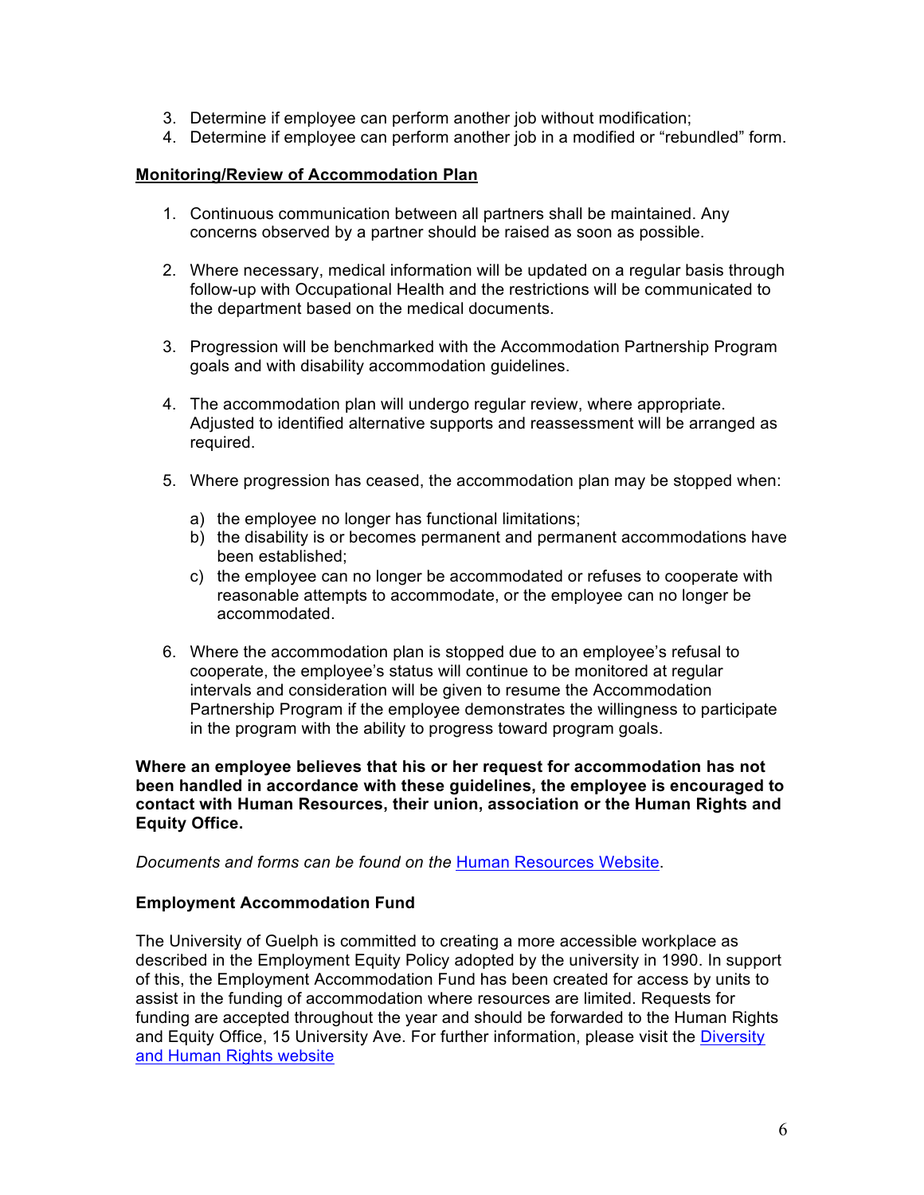3. Determine if employee can perform another job without modification;
4. Determine if employee can perform another job in a modified or "rebundled" form.

**<u>Monitoring/Review of Accommodation Plan</u>**

1. Continuous communication between all partners shall be maintained. Any concerns observed by a partner should be raised as soon as possible.

2. Where necessary, medical information will be updated on a regular basis through follow-up with Occupational Health and the restrictions will be communicated to the department based on the medical documents.

3. Progression will be benchmarked with the Accommodation Partnership Program goals and with disability accommodation guidelines.

4. The accommodation plan will undergo regular review, where appropriate. Adjusted to identified alternative supports and reassessment will be arranged as required.

5. Where progression has ceased, the accommodation plan may be stopped when:

   a) the employee no longer has functional limitations;
   b) the disability is or becomes permanent and permanent accommodations have been established;
   c) the employee can no longer be accommodated or refuses to cooperate with reasonable attempts to accommodate, or the employee can no longer be accommodated.

6. Where the accommodation plan is stopped due to an employee's refusal to cooperate, the employee's status will continue to be monitored at regular intervals and consideration will be given to resume the Accommodation Partnership Program if the employee demonstrates the willingness to participate in the program with the ability to progress toward program goals.

**Where an employee believes that his or her request for accommodation has not been handled in accordance with these guidelines, the employee is encouraged to contact with Human Resources, their union, association or the Human Rights and Equity Office.**

*Documents and forms can be found on the* Human Resources Website.

**Employment Accommodation Fund**

The University of Guelph is committed to creating a more accessible workplace as described in the Employment Equity Policy adopted by the university in 1990. In support of this, the Employment Accommodation Fund has been created for access by units to assist in the funding of accommodation where resources are limited. Requests for funding are accepted throughout the year and should be forwarded to the Human Rights and Equity Office, 15 University Ave. For further information, please visit the Diversity and Human Rights website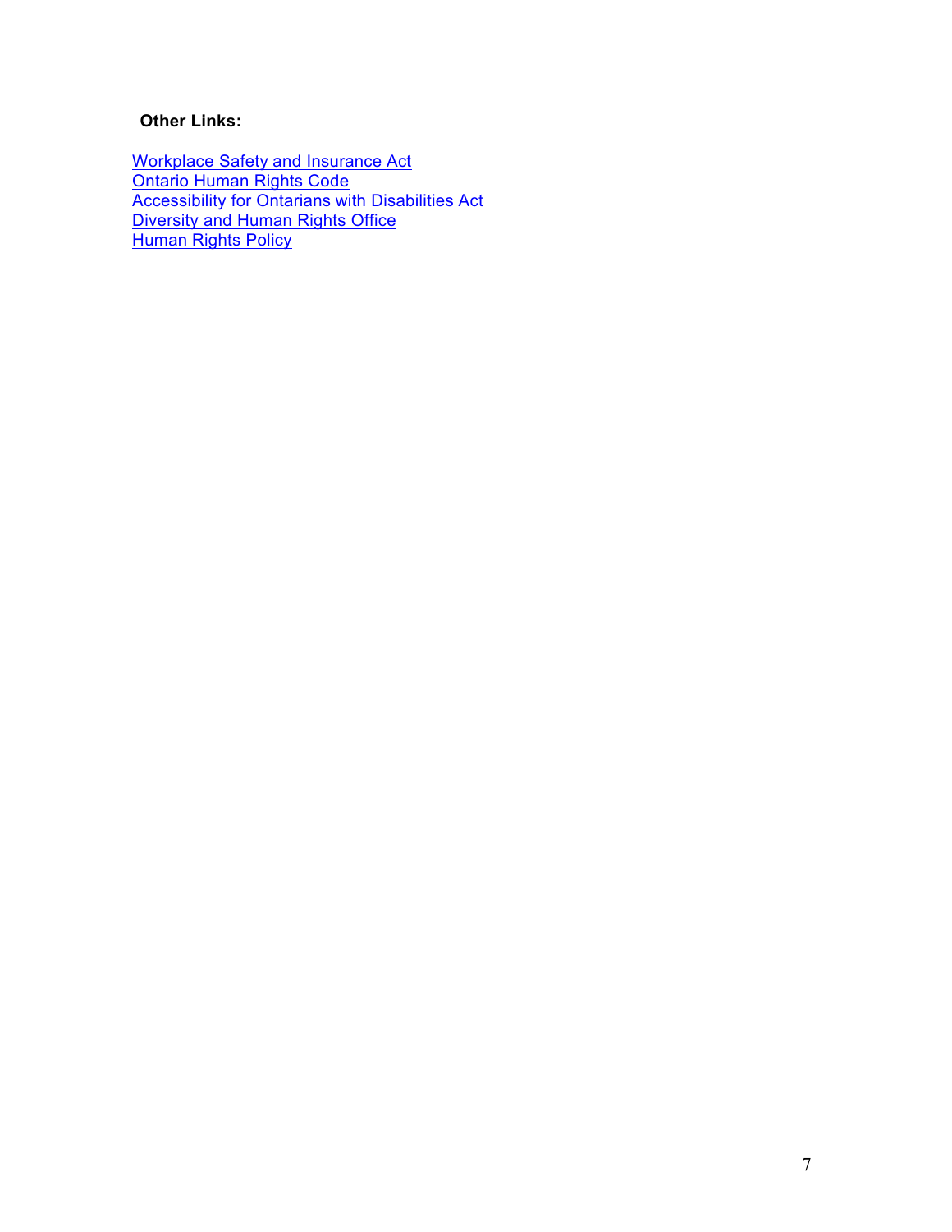**Other Links:**

Workplace Safety and Insurance Act
Ontario Human Rights Code
Accessibility for Ontarians with Disabilities Act
Diversity and Human Rights Office
Human Rights Policy